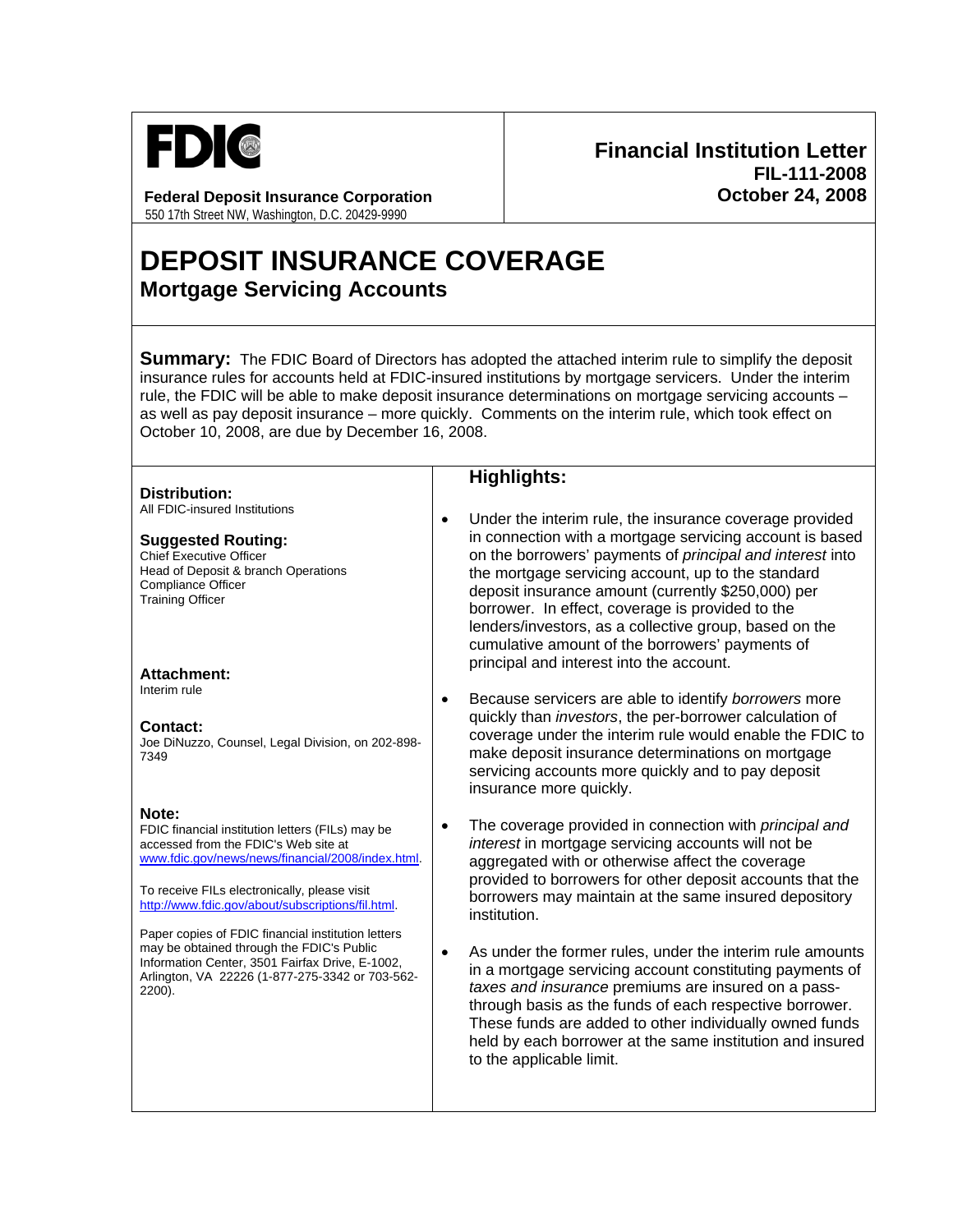**FDIC**

**Federal Deposit Insurance Corporation**
550 17th Street NW, Washington, D.C. 20429-9990

**Financial Institution Letter**
**FIL-111-2008**
**October 24, 2008**

# DEPOSIT INSURANCE COVERAGE

## Mortgage Servicing Accounts

**Summary:** The FDIC Board of Directors has adopted the attached interim rule to simplify the deposit insurance rules for accounts held at FDIC-insured institutions by mortgage servicers. Under the interim rule, the FDIC will be able to make deposit insurance determinations on mortgage servicing accounts – as well as pay deposit insurance – more quickly. Comments on the interim rule, which took effect on October 10, 2008, are due by December 16, 2008.

**Distribution:**
All FDIC-insured Institutions

**Suggested Routing:**
Chief Executive Officer
Head of Deposit & branch Operations
Compliance Officer
Training Officer

**Attachment:**
Interim rule

**Contact:**
Joe DiNuzzo, Counsel, Legal Division, on 202-898-7349

**Note:**
FDIC financial institution letters (FILs) may be accessed from the FDIC's Web site at www.fdic.gov/news/news/financial/2008/index.html.

To receive FILs electronically, please visit http://www.fdic.gov/about/subscriptions/fil.html.

Paper copies of FDIC financial institution letters may be obtained through the FDIC's Public Information Center, 3501 Fairfax Drive, E-1002, Arlington, VA 22226 (1-877-275-3342 or 703-562-2200).

### Highlights:

- Under the interim rule, the insurance coverage provided in connection with a mortgage servicing account is based on the borrowers' payments of *principal and interest* into the mortgage servicing account, up to the standard deposit insurance amount (currently $250,000) per borrower. In effect, coverage is provided to the lenders/investors, as a collective group, based on the cumulative amount of the borrowers' payments of principal and interest into the account.
- Because servicers are able to identify *borrowers* more quickly than *investors*, the per-borrower calculation of coverage under the interim rule would enable the FDIC to make deposit insurance determinations on mortgage servicing accounts more quickly and to pay deposit insurance more quickly.
- The coverage provided in connection with *principal and interest* in mortgage servicing accounts will not be aggregated with or otherwise affect the coverage provided to borrowers for other deposit accounts that the borrowers may maintain at the same insured depository institution.
- As under the former rules, under the interim rule amounts in a mortgage servicing account constituting payments of *taxes and insurance* premiums are insured on a pass-through basis as the funds of each respective borrower. These funds are added to other individually owned funds held by each borrower at the same institution and insured to the applicable limit.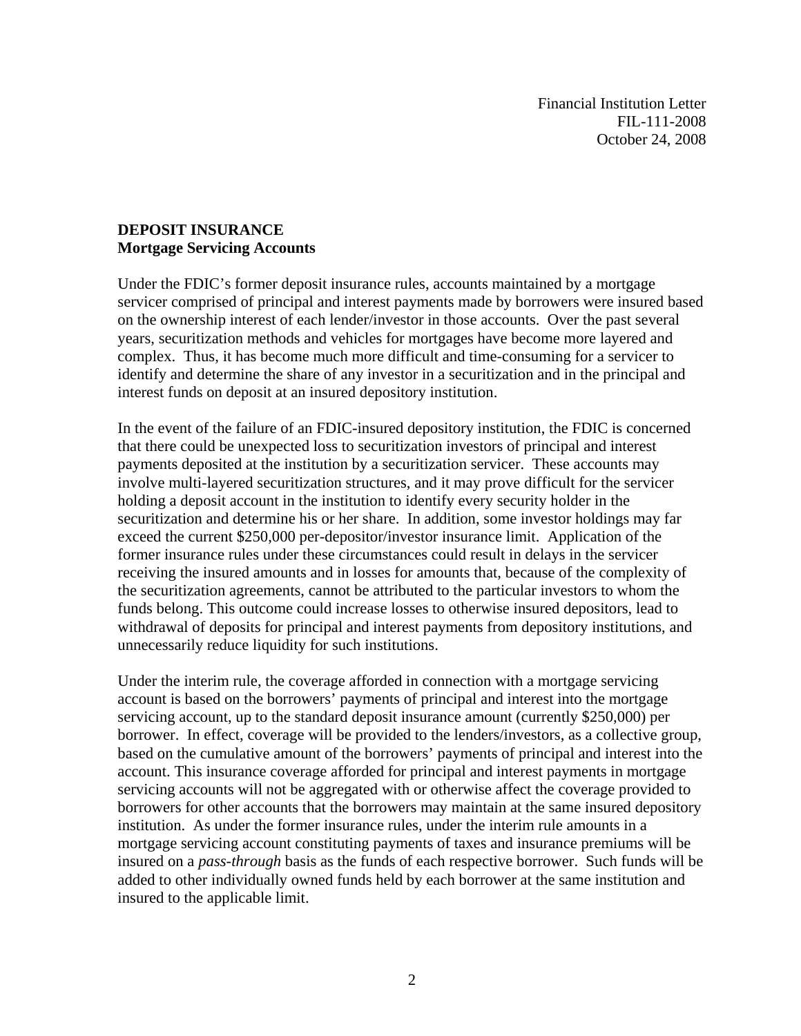Financial Institution Letter
FIL-111-2008
October 24, 2008

**DEPOSIT INSURANCE**
**Mortgage Servicing Accounts**

Under the FDIC's former deposit insurance rules, accounts maintained by a mortgage servicer comprised of principal and interest payments made by borrowers were insured based on the ownership interest of each lender/investor in those accounts. Over the past several years, securitization methods and vehicles for mortgages have become more layered and complex. Thus, it has become much more difficult and time-consuming for a servicer to identify and determine the share of any investor in a securitization and in the principal and interest funds on deposit at an insured depository institution.

In the event of the failure of an FDIC-insured depository institution, the FDIC is concerned that there could be unexpected loss to securitization investors of principal and interest payments deposited at the institution by a securitization servicer. These accounts may involve multi-layered securitization structures, and it may prove difficult for the servicer holding a deposit account in the institution to identify every security holder in the securitization and determine his or her share. In addition, some investor holdings may far exceed the current $250,000 per-depositor/investor insurance limit. Application of the former insurance rules under these circumstances could result in delays in the servicer receiving the insured amounts and in losses for amounts that, because of the complexity of the securitization agreements, cannot be attributed to the particular investors to whom the funds belong. This outcome could increase losses to otherwise insured depositors, lead to withdrawal of deposits for principal and interest payments from depository institutions, and unnecessarily reduce liquidity for such institutions.

Under the interim rule, the coverage afforded in connection with a mortgage servicing account is based on the borrowers' payments of principal and interest into the mortgage servicing account, up to the standard deposit insurance amount (currently $250,000) per borrower. In effect, coverage will be provided to the lenders/investors, as a collective group, based on the cumulative amount of the borrowers' payments of principal and interest into the account. This insurance coverage afforded for principal and interest payments in mortgage servicing accounts will not be aggregated with or otherwise affect the coverage provided to borrowers for other accounts that the borrowers may maintain at the same insured depository institution. As under the former insurance rules, under the interim rule amounts in a mortgage servicing account constituting payments of taxes and insurance premiums will be insured on a *pass-through* basis as the funds of each respective borrower. Such funds will be added to other individually owned funds held by each borrower at the same institution and insured to the applicable limit.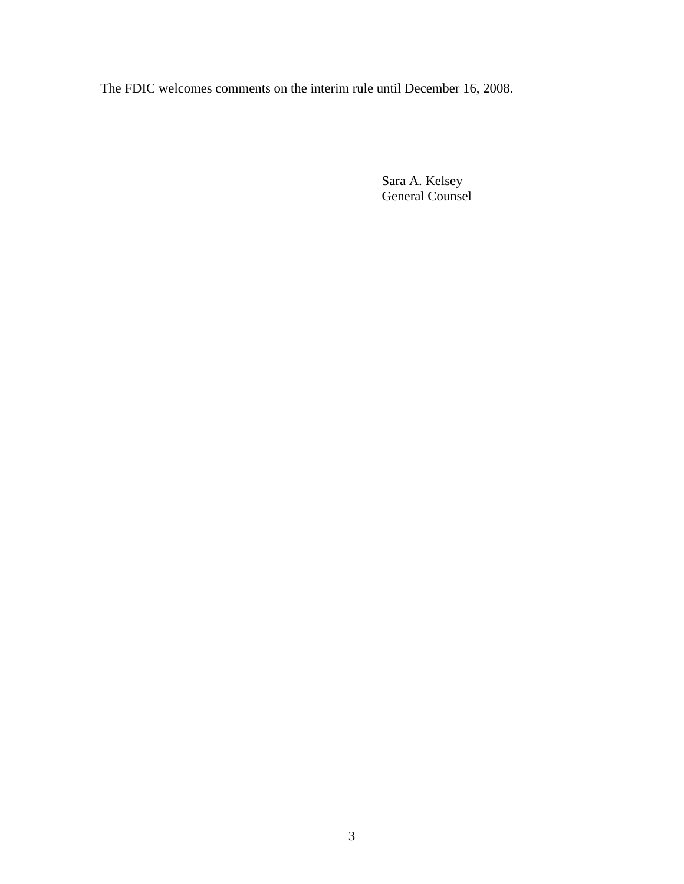The FDIC welcomes comments on the interim rule until December 16, 2008.

Sara A. Kelsey
General Counsel